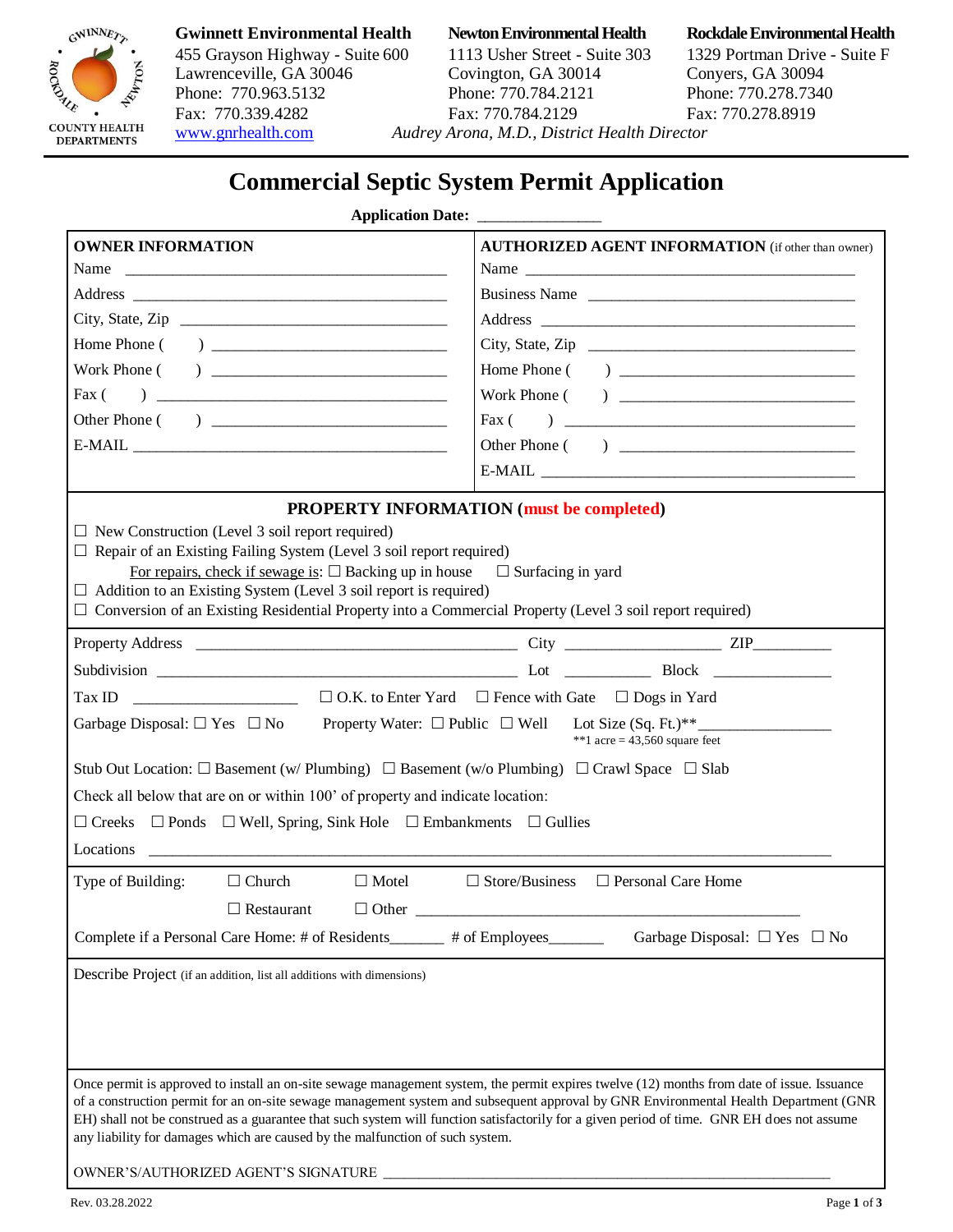COUNTY HEALTH DEPARTMENTS

**Gwinnett Environmental Health**
455 Grayson Highway - Suite 600
Lawrenceville, GA 30046
Phone: 770.963.5132
Fax: 770.339.4282
www.gnrhealth.com

**Newton Environmental Health**
1113 Usher Street - Suite 303
Covington, GA 30014
Phone: 770.784.2121
Fax: 770.784.2129

**Rockdale Environmental Health**
1329 Portman Drive - Suite F
Conyers, GA 30094
Phone: 770.278.7340
Fax: 770.278.8919

*Audrey Arona, M.D., District Health Director*

# Commercial Septic System Permit Application

**Application Date:** _______________

| **OWNER INFORMATION** | **AUTHORIZED AGENT INFORMATION** (if other than owner) |
|---|---|
| Name ________________________ | Name ________________________ |
| Address ________________________ | Business Name ________________________ |
| City, State, Zip ________________________ | Address ________________________ |
| Home Phone ( ) ________________________ | City, State, Zip ________________________ |
| Work Phone ( ) ________________________ | Home Phone ( ) ________________________ |
| Fax ( ) ________________________ | Work Phone ( ) ________________________ |
| Other Phone ( ) ________________________ | Fax ( ) ________________________ |
| E-MAIL ________________________ | Other Phone ( ) ________________________ |
| | E-MAIL ________________________ |

## PROPERTY INFORMATION (must be completed)

☐ New Construction (Level 3 soil report required)
☐ Repair of an Existing Failing System (Level 3 soil report required)
For repairs, check if sewage is: ☐ Backing up in house ☐ Surfacing in yard
☐ Addition to an Existing System (Level 3 soil report is required)
☐ Conversion of an Existing Residential Property into a Commercial Property (Level 3 soil report required)

Property Address ________________________ City ______________ ZIP__________

Subdivision ________________________ Lot __________ Block ______________

Tax ID ____________________ ☐ O.K. to Enter Yard ☐ Fence with Gate ☐ Dogs in Yard

Garbage Disposal: ☐ Yes ☐ No Property Water: ☐ Public ☐ Well Lot Size (Sq. Ft.)**________________
**1 acre = 43,560 square feet

Stub Out Location: ☐ Basement (w/ Plumbing) ☐ Basement (w/o Plumbing) ☐ Crawl Space ☐ Slab

Check all below that are on or within 100' of property and indicate location:

☐ Creeks ☐ Ponds ☐ Well, Spring, Sink Hole ☐ Embankments ☐ Gullies

Locations ________________________________________________

Type of Building: ☐ Church ☐ Motel ☐ Store/Business ☐ Personal Care Home
☐ Restaurant ☐ Other ________________________________

Complete if a Personal Care Home: # of Residents_______ # of Employees_______ Garbage Disposal: ☐ Yes ☐ No

Describe Project (if an addition, list all additions with dimensions)

Once permit is approved to install an on-site sewage management system, the permit expires twelve (12) months from date of issue. Issuance of a construction permit for an on-site sewage management system and subsequent approval by GNR Environmental Health Department (GNR EH) shall not be construed as a guarantee that such system will function satisfactorily for a given period of time. GNR EH does not assume any liability for damages which are caused by the malfunction of such system.

OWNER'S/AUTHORIZED AGENT'S SIGNATURE ________________________________________________

Rev. 03.28.2022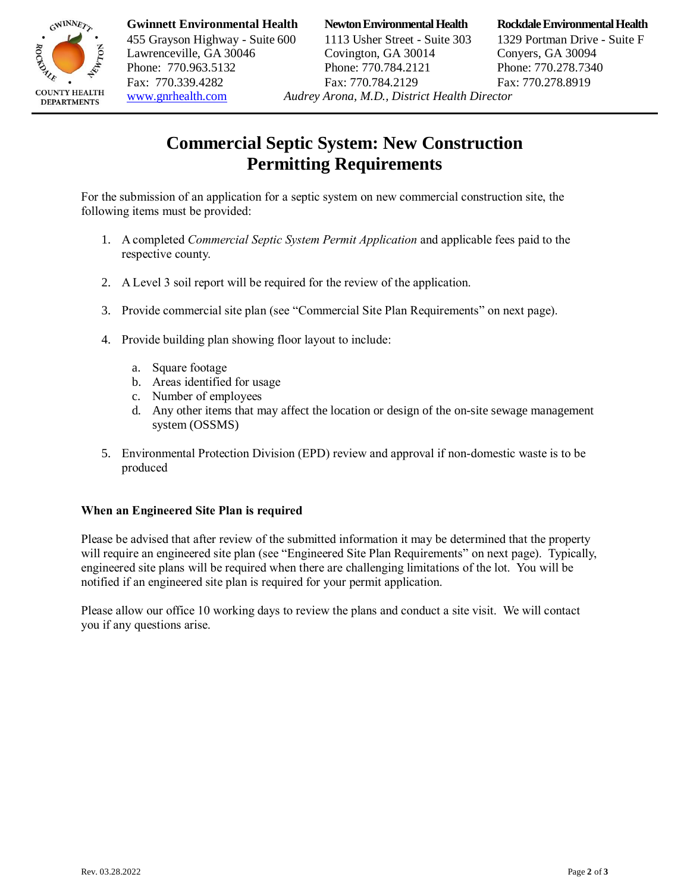Gwinnett Environmental Health
455 Grayson Highway - Suite 600
Lawrenceville, GA 30046
Phone: 770.963.5132
Fax: 770.339.4282
www.gnrhealth.com

Newton Environmental Health
1113 Usher Street - Suite 303
Covington, GA 30014
Phone: 770.784.2121
Fax: 770.784.2129

Rockdale Environmental Health
1329 Portman Drive - Suite F
Conyers, GA 30094
Phone: 770.278.7340
Fax: 770.278.8919

*Audrey Arona, M.D., District Health Director*

# Commercial Septic System: New Construction Permitting Requirements

For the submission of an application for a septic system on new commercial construction site, the following items must be provided:

1. A completed *Commercial Septic System Permit Application* and applicable fees paid to the respective county.

2. A Level 3 soil report will be required for the review of the application.

3. Provide commercial site plan (see "Commercial Site Plan Requirements" on next page).

4. Provide building plan showing floor layout to include:

   a. Square footage
   b. Areas identified for usage
   c. Number of employees
   d. Any other items that may affect the location or design of the on-site sewage management system (OSSMS)

5. Environmental Protection Division (EPD) review and approval if non-domestic waste is to be produced

**When an Engineered Site Plan is required**

Please be advised that after review of the submitted information it may be determined that the property will require an engineered site plan (see "Engineered Site Plan Requirements" on next page). Typically, engineered site plans will be required when there are challenging limitations of the lot. You will be notified if an engineered site plan is required for your permit application.

Please allow our office 10 working days to review the plans and conduct a site visit. We will contact you if any questions arise.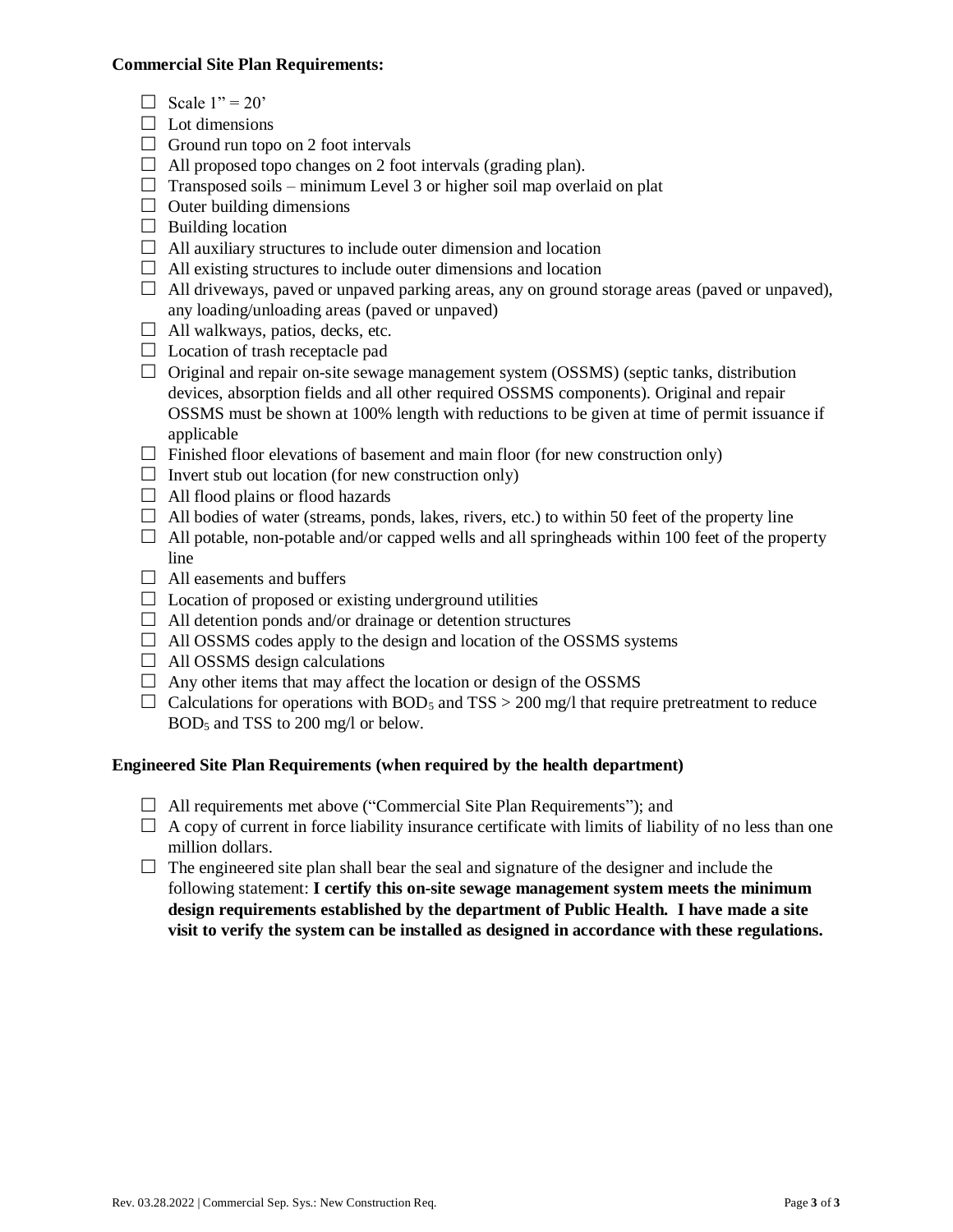**Commercial Site Plan Requirements:**

- ☐ Scale 1" = 20'
- ☐ Lot dimensions
- ☐ Ground run topo on 2 foot intervals
- ☐ All proposed topo changes on 2 foot intervals (grading plan).
- ☐ Transposed soils – minimum Level 3 or higher soil map overlaid on plat
- ☐ Outer building dimensions
- ☐ Building location
- ☐ All auxiliary structures to include outer dimension and location
- ☐ All existing structures to include outer dimensions and location
- ☐ All driveways, paved or unpaved parking areas, any on ground storage areas (paved or unpaved), any loading/unloading areas (paved or unpaved)
- ☐ All walkways, patios, decks, etc.
- ☐ Location of trash receptacle pad
- ☐ Original and repair on-site sewage management system (OSSMS) (septic tanks, distribution devices, absorption fields and all other required OSSMS components). Original and repair OSSMS must be shown at 100% length with reductions to be given at time of permit issuance if applicable
- ☐ Finished floor elevations of basement and main floor (for new construction only)
- ☐ Invert stub out location (for new construction only)
- ☐ All flood plains or flood hazards
- ☐ All bodies of water (streams, ponds, lakes, rivers, etc.) to within 50 feet of the property line
- ☐ All potable, non-potable and/or capped wells and all springheads within 100 feet of the property line
- ☐ All easements and buffers
- ☐ Location of proposed or existing underground utilities
- ☐ All detention ponds and/or drainage or detention structures
- ☐ All OSSMS codes apply to the design and location of the OSSMS systems
- ☐ All OSSMS design calculations
- ☐ Any other items that may affect the location or design of the OSSMS
- ☐ Calculations for operations with $BOD_5$ and TSS > 200 mg/l that require pretreatment to reduce $BOD_5$ and TSS to 200 mg/l or below.

**Engineered Site Plan Requirements (when required by the health department)**

- ☐ All requirements met above ("Commercial Site Plan Requirements"); and
- ☐ A copy of current in force liability insurance certificate with limits of liability of no less than one million dollars.
- ☐ The engineered site plan shall bear the seal and signature of the designer and include the following statement: **I certify this on-site sewage management system meets the minimum design requirements established by the department of Public Health. I have made a site visit to verify the system can be installed as designed in accordance with these regulations.**